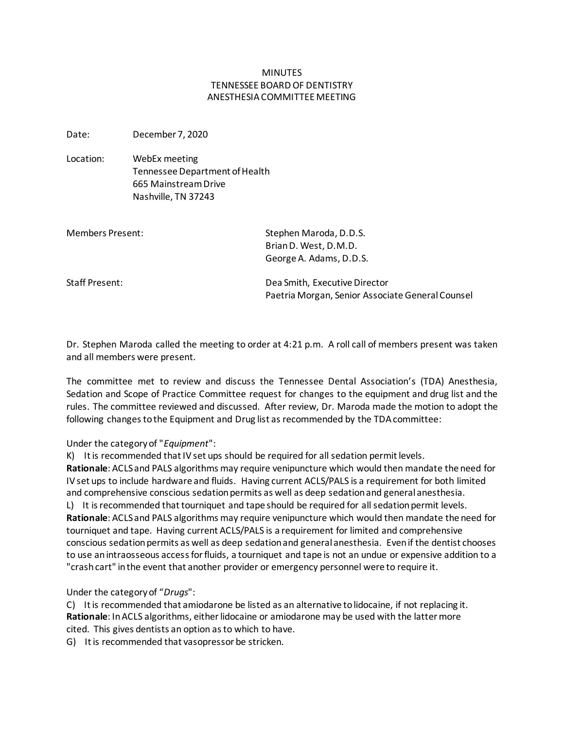# MINUTES
# TENNESSEE BOARD OF DENTISTRY
# ANESTHESIA COMMITTEE MEETING

Date: December 7, 2020

Location: WebEx meeting
Tennessee Department of Health
665 Mainstream Drive
Nashville, TN 37243

Members Present: Stephen Maroda, D.D.S.
Brian D. West, D.M.D.
George A. Adams, D.D.S.

Staff Present: Dea Smith, Executive Director
Paetria Morgan, Senior Associate General Counsel

Dr. Stephen Maroda called the meeting to order at 4:21 p.m. A roll call of members present was taken and all members were present.

The committee met to review and discuss the Tennessee Dental Association's (TDA) Anesthesia, Sedation and Scope of Practice Committee request for changes to the equipment and drug list and the rules. The committee reviewed and discussed. After review, Dr. Maroda made the motion to adopt the following changes to the Equipment and Drug list as recommended by the TDA committee:

Under the category of "*Equipment*":

K) It is recommended that IV set ups should be required for all sedation permit levels.
**Rationale**: ACLS and PALS algorithms may require venipuncture which would then mandate the need for IV set ups to include hardware and fluids. Having current ACLS/PALS is a requirement for both limited and comprehensive conscious sedation permits as well as deep sedation and general anesthesia.

L) It is recommended that tourniquet and tape should be required for all sedation permit levels.
**Rationale**: ACLS and PALS algorithms may require venipuncture which would then mandate the need for tourniquet and tape. Having current ACLS/PALS is a requirement for limited and comprehensive conscious sedation permits as well as deep sedation and general anesthesia. Even if the dentist chooses to use an intraosseous access for fluids, a tourniquet and tape is not an undue or expensive addition to a "crash cart" in the event that another provider or emergency personnel were to require it.

Under the category of "*Drugs*":

C) It is recommended that amiodarone be listed as an alternative to lidocaine, if not replacing it.
**Rationale**: In ACLS algorithms, either lidocaine or amiodarone may be used with the latter more cited. This gives dentists an option as to which to have.

G) It is recommended that vasopressor be stricken.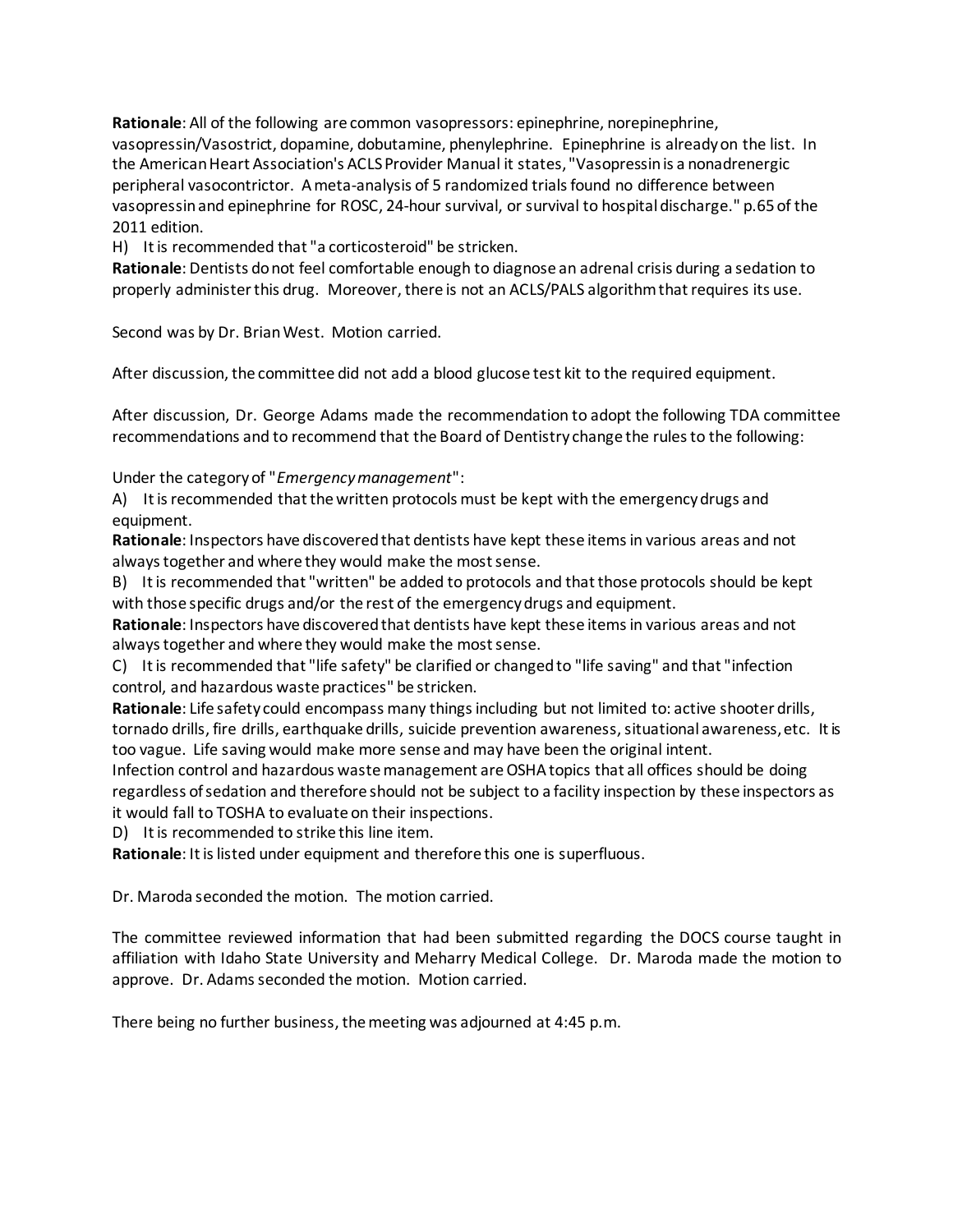**Rationale**: All of the following are common vasopressors: epinephrine, norepinephrine, vasopressin/Vasostrict, dopamine, dobutamine, phenylephrine. Epinephrine is already on the list. In the American Heart Association's ACLS Provider Manual it states, "Vasopressin is a nonadrenergic peripheral vasocontrictor. A meta-analysis of 5 randomized trials found no difference between vasopressin and epinephrine for ROSC, 24-hour survival, or survival to hospital discharge." p.65 of the 2011 edition.

H) It is recommended that "a corticosteroid" be stricken.

**Rationale**: Dentists do not feel comfortable enough to diagnose an adrenal crisis during a sedation to properly administer this drug. Moreover, there is not an ACLS/PALS algorithm that requires its use.

Second was by Dr. Brian West. Motion carried.

After discussion, the committee did not add a blood glucose test kit to the required equipment.

After discussion, Dr. George Adams made the recommendation to adopt the following TDA committee recommendations and to recommend that the Board of Dentistry change the rules to the following:

Under the category of "*Emergency management*":

A) It is recommended that the written protocols must be kept with the emergency drugs and equipment.

**Rationale**: Inspectors have discovered that dentists have kept these items in various areas and not always together and where they would make the most sense.

B) It is recommended that "written" be added to protocols and that those protocols should be kept with those specific drugs and/or the rest of the emergency drugs and equipment.

**Rationale**: Inspectors have discovered that dentists have kept these items in various areas and not always together and where they would make the most sense.

C) It is recommended that "life safety" be clarified or changed to "life saving" and that "infection control, and hazardous waste practices" be stricken.

**Rationale**: Life safety could encompass many things including but not limited to: active shooter drills, tornado drills, fire drills, earthquake drills, suicide prevention awareness, situational awareness, etc. It is too vague. Life saving would make more sense and may have been the original intent.
Infection control and hazardous waste management are OSHA topics that all offices should be doing regardless of sedation and therefore should not be subject to a facility inspection by these inspectors as it would fall to TOSHA to evaluate on their inspections.

D) It is recommended to strike this line item.

**Rationale**: It is listed under equipment and therefore this one is superfluous.

Dr. Maroda seconded the motion. The motion carried.

The committee reviewed information that had been submitted regarding the DOCS course taught in affiliation with Idaho State University and Meharry Medical College. Dr. Maroda made the motion to approve. Dr. Adams seconded the motion. Motion carried.

There being no further business, the meeting was adjourned at 4:45 p.m.